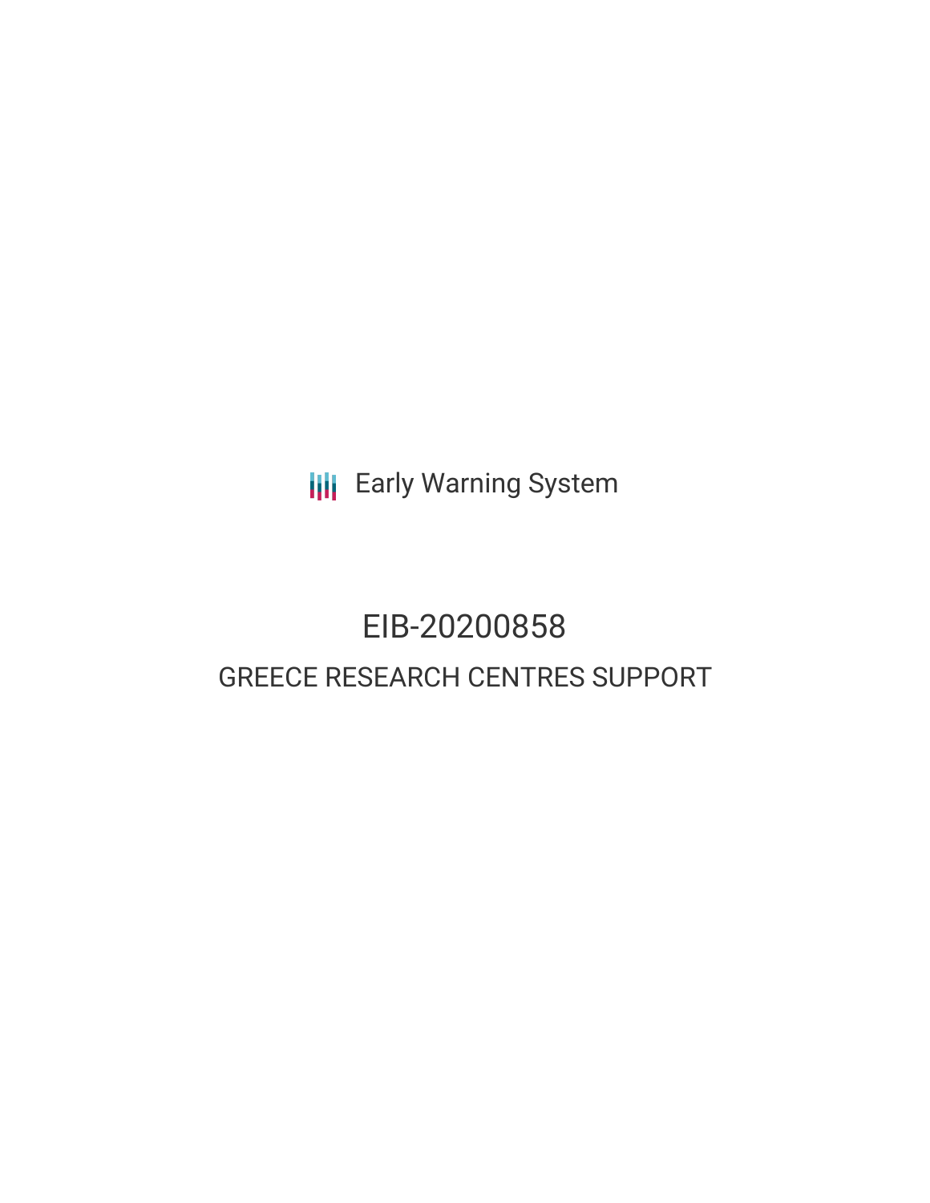Early Warning System

# EIB-20200858

## GREECE RESEARCH CENTRES SUPPORT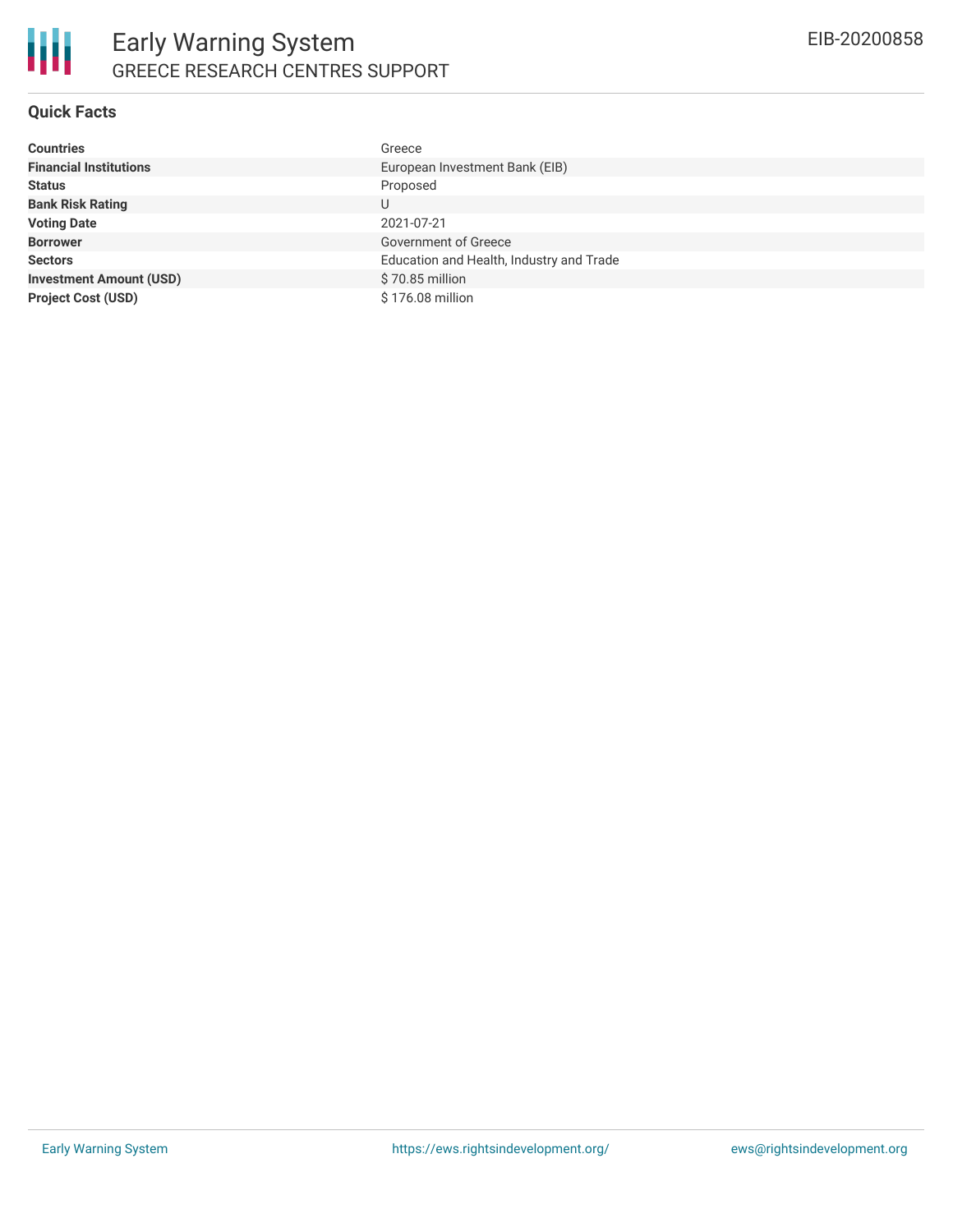# Early Warning System

## GREECE RESEARCH CENTRES SUPPORT

EIB-20200858

### Quick Facts

| | |
|---|---|
| **Countries** | Greece |
| **Financial Institutions** | European Investment Bank (EIB) |
| **Status** | Proposed |
| **Bank Risk Rating** | U |
| **Voting Date** | 2021-07-21 |
| **Borrower** | Government of Greece |
| **Sectors** | Education and Health, Industry and Trade |
| **Investment Amount (USD)** | $ 70.85 million |
| **Project Cost (USD)** | $ 176.08 million |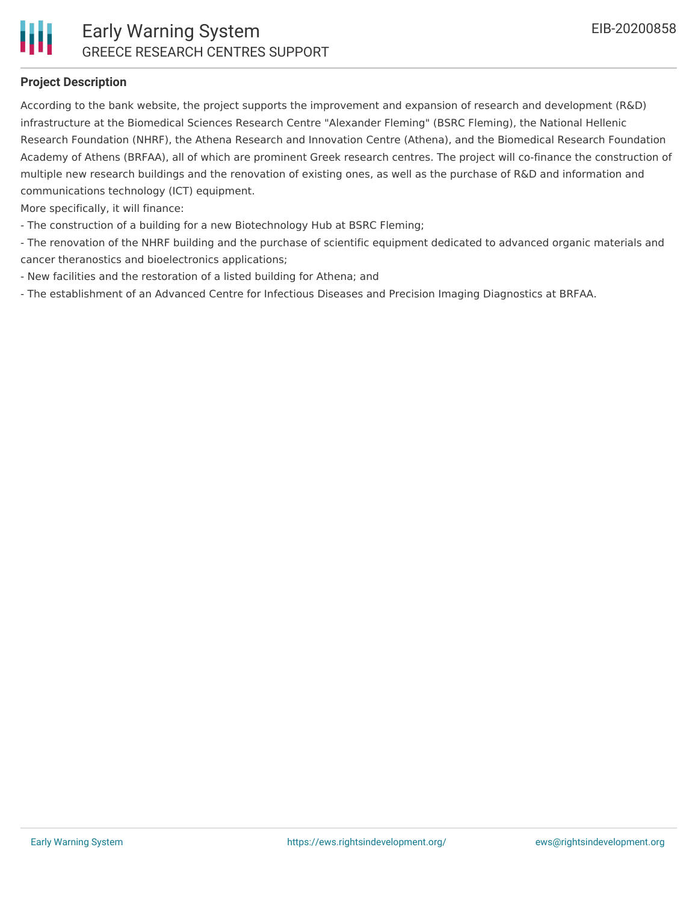### Project Description

According to the bank website, the project supports the improvement and expansion of research and development (R&D) infrastructure at the Biomedical Sciences Research Centre "Alexander Fleming" (BSRC Fleming), the National Hellenic Research Foundation (NHRF), the Athena Research and Innovation Centre (Athena), and the Biomedical Research Foundation Academy of Athens (BRFAA), all of which are prominent Greek research centres. The project will co-finance the construction of multiple new research buildings and the renovation of existing ones, as well as the purchase of R&D and information and communications technology (ICT) equipment.

More specifically, it will finance:

- The construction of a building for a new Biotechnology Hub at BSRC Fleming;
- The renovation of the NHRF building and the purchase of scientific equipment dedicated to advanced organic materials and cancer theranostics and bioelectronics applications;
- New facilities and the restoration of a listed building for Athena; and
- The establishment of an Advanced Centre for Infectious Diseases and Precision Imaging Diagnostics at BRFAA.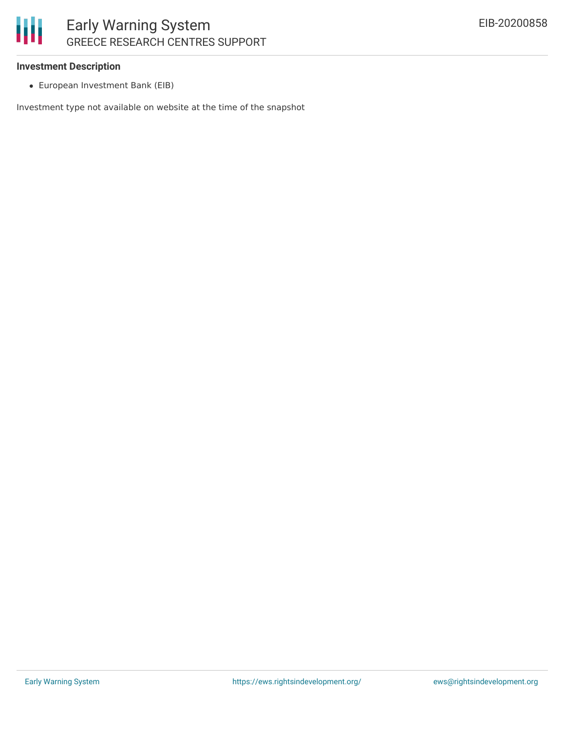**Investment Description**

- European Investment Bank (EIB)

Investment type not available on website at the time of the snapshot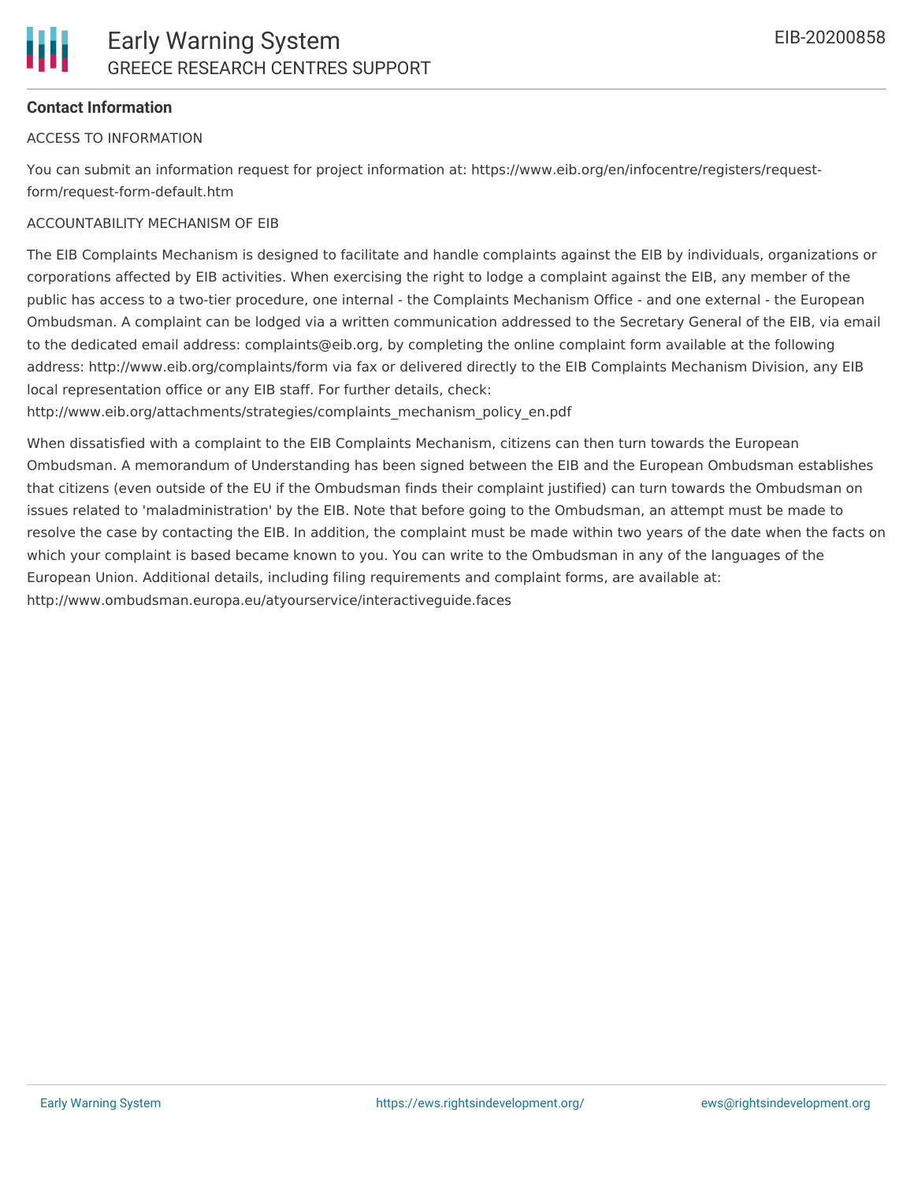**Contact Information**

ACCESS TO INFORMATION

You can submit an information request for project information at: https://www.eib.org/en/infocentre/registers/request-form/request-form-default.htm

ACCOUNTABILITY MECHANISM OF EIB

The EIB Complaints Mechanism is designed to facilitate and handle complaints against the EIB by individuals, organizations or corporations affected by EIB activities. When exercising the right to lodge a complaint against the EIB, any member of the public has access to a two-tier procedure, one internal - the Complaints Mechanism Office - and one external - the European Ombudsman. A complaint can be lodged via a written communication addressed to the Secretary General of the EIB, via email to the dedicated email address: complaints@eib.org, by completing the online complaint form available at the following address: http://www.eib.org/complaints/form via fax or delivered directly to the EIB Complaints Mechanism Division, any EIB local representation office or any EIB staff. For further details, check: http://www.eib.org/attachments/strategies/complaints_mechanism_policy_en.pdf

When dissatisfied with a complaint to the EIB Complaints Mechanism, citizens can then turn towards the European Ombudsman. A memorandum of Understanding has been signed between the EIB and the European Ombudsman establishes that citizens (even outside of the EU if the Ombudsman finds their complaint justified) can turn towards the Ombudsman on issues related to 'maladministration' by the EIB. Note that before going to the Ombudsman, an attempt must be made to resolve the case by contacting the EIB. In addition, the complaint must be made within two years of the date when the facts on which your complaint is based became known to you. You can write to the Ombudsman in any of the languages of the European Union. Additional details, including filing requirements and complaint forms, are available at: http://www.ombudsman.europa.eu/atyourservice/interactiveguide.faces